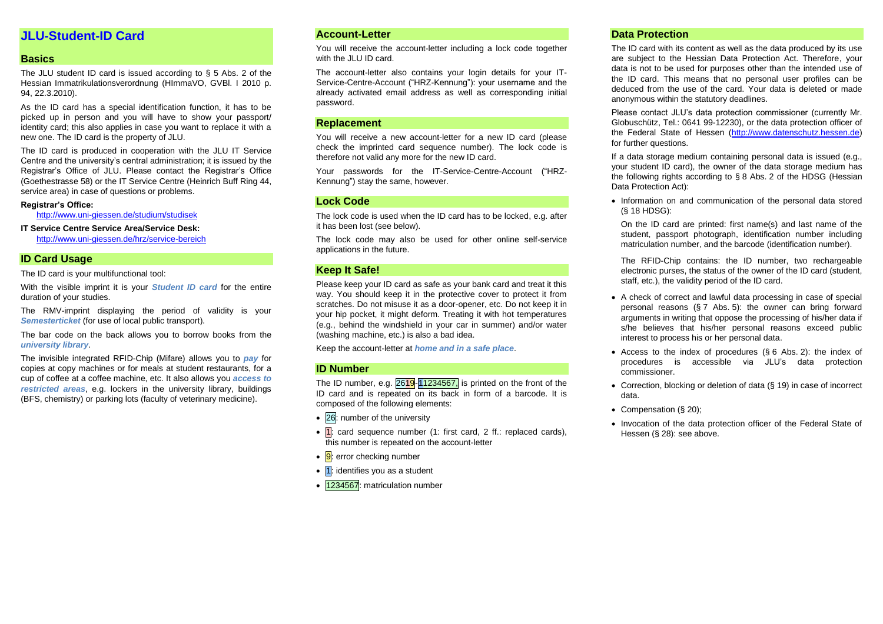# JLU-Student-ID Card

## Basics

The JLU student ID card is issued according to § 5 Abs. 2 of the Hessian Immatrikulationsverordnung (HImmaVO, GVBl. I 2010 p. 94, 22.3.2010).

As the ID card has a special identification function, it has to be picked up in person and you will have to show your passport/ identity card; this also applies in case you want to replace it with a new one. The ID card is the property of JLU.

The ID card is produced in cooperation with the JLU IT Service Centre and the university's central administration; it is issued by the Registrar's Office of JLU. Please contact the Registrar's Office (Goethestrasse 58) or the IT Service Centre (Heinrich Buff Ring 44, service area) in case of questions or problems.

**Registrar's Office:**
http://www.uni-giessen.de/studium/studisek

**IT Service Centre Service Area/Service Desk:**
http://www.uni-giessen.de/hrz/service-bereich

## ID Card Usage

The ID card is your multifunctional tool:

With the visible imprint it is your ***Student ID card*** for the entire duration of your studies.

The RMV-imprint displaying the period of validity is your ***Semesterticket*** (for use of local public transport).

The bar code on the back allows you to borrow books from the ***university library***.

The invisible integrated RFID-Chip (Mifare) allows you to ***pay*** for copies at copy machines or for meals at student restaurants, for a cup of coffee at a coffee machine, etc. It also allows you ***access to restricted areas***, e.g. lockers in the university library, buildings (BFS, chemistry) or parking lots (faculty of veterinary medicine).

## Account-Letter

You will receive the account-letter including a lock code together with the JLU ID card.

The account-letter also contains your login details for your IT-Service-Centre-Account ("HRZ-Kennung"): your username and the already activated email address as well as corresponding initial password.

## Replacement

You will receive a new account-letter for a new ID card (please check the imprinted card sequence number). The lock code is therefore not valid any more for the new ID card.

Your passwords for the IT-Service-Centre-Account ("HRZ-Kennung") stay the same, however.

## Lock Code

The lock code is used when the ID card has to be locked, e.g. after it has been lost (see below).

The lock code may also be used for other online self-service applications in the future.

## Keep It Safe!

Please keep your ID card as safe as your bank card and treat it this way. You should keep it in the protective cover to protect it from scratches. Do not misuse it as a door-opener, etc. Do not keep it in your hip pocket, it might deform. Treating it with hot temperatures (e.g., behind the windshield in your car in summer) and/or water (washing machine, etc.) is also a bad idea.

Keep the account-letter at ***home and in a safe place***.

## ID Number

The ID number, e.g. 2619-11234567, is printed on the front of the ID card and is repeated on its back in form of a barcode. It is composed of the following elements:

- 26: number of the university
- 1: card sequence number (1: first card, 2 ff.: replaced cards), this number is repeated on the account-letter
- 9: error checking number
- 1: identifies you as a student
- 1234567: matriculation number

## Data Protection

The ID card with its content as well as the data produced by its use are subject to the Hessian Data Protection Act. Therefore, your data is not to be used for purposes other than the intended use of the ID card. This means that no personal user profiles can be deduced from the use of the card. Your data is deleted or made anonymous within the statutory deadlines.

Please contact JLU's data protection commissioner (currently Mr. Globuschütz, Tel.: 0641 99-12230), or the data protection officer of the Federal State of Hessen (http://www.datenschutz.hessen.de) for further questions.

If a data storage medium containing personal data is issued (e.g., your student ID card), the owner of the data storage medium has the following rights according to § 8 Abs. 2 of the HDSG (Hessian Data Protection Act):

- Information on and communication of the personal data stored (§ 18 HDSG):

  On the ID card are printed: first name(s) and last name of the student, passport photograph, identification number including matriculation number, and the barcode (identification number).

  The RFID-Chip contains: the ID number, two rechargeable electronic purses, the status of the owner of the ID card (student, staff, etc.), the validity period of the ID card.

- A check of correct and lawful data processing in case of special personal reasons (§ 7 Abs. 5): the owner can bring forward arguments in writing that oppose the processing of his/her data if s/he believes that his/her personal reasons exceed public interest to process his or her personal data.
- Access to the index of procedures (§ 6 Abs. 2): the index of procedures is accessible via JLU's data protection commissioner.
- Correction, blocking or deletion of data (§ 19) in case of incorrect data.
- Compensation (§ 20);
- Invocation of the data protection officer of the Federal State of Hessen (§ 28): see above.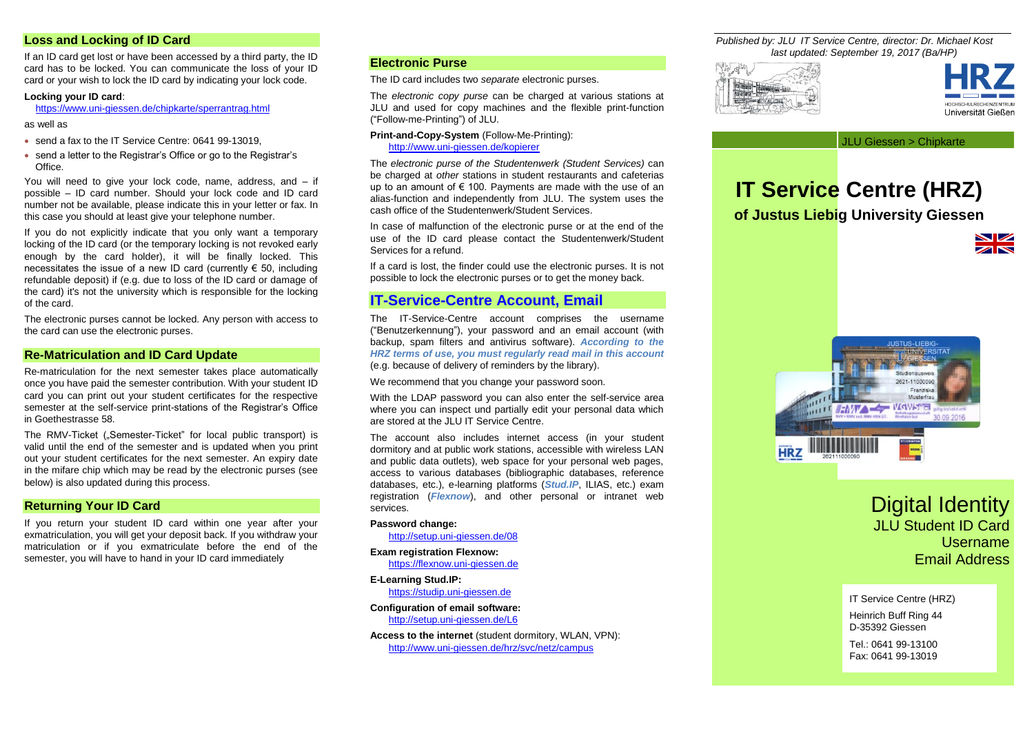## Loss and Locking of ID Card

If an ID card get lost or have been accessed by a third party, the ID card has to be locked. You can communicate the loss of your ID card or your wish to lock the ID card by indicating your lock code.

**Locking your ID card**:
https://www.uni-giessen.de/chipkarte/sperrantrag.html

as well as

- send a fax to the IT Service Centre: 0641 99-13019,
- send a letter to the Registrar's Office or go to the Registrar's Office.

You will need to give your lock code, name, address, and – if possible – ID card number. Should your lock code and ID card number not be available, please indicate this in your letter or fax. In this case you should at least give your telephone number.

If you do not explicitly indicate that you only want a temporary locking of the ID card (or the temporary locking is not revoked early enough by the card holder), it will be finally locked. This necessitates the issue of a new ID card (currently € 50, including refundable deposit) if (e.g. due to loss of the ID card or damage of the card) it's not the university which is responsible for the locking of the card.

The electronic purses cannot be locked. Any person with access to the card can use the electronic purses.

## Re-Matriculation and ID Card Update

Re-matriculation for the next semester takes place automatically once you have paid the semester contribution. With your student ID card you can print out your student certificates for the respective semester at the self-service print-stations of the Registrar's Office in Goethestrasse 58.

The RMV-Ticket („Semester-Ticket" for local public transport) is valid until the end of the semester and is updated when you print out your student certificates for the next semester. An expiry date in the mifare chip which may be read by the electronic purses (see below) is also updated during this process.

## Returning Your ID Card

If you return your student ID card within one year after your exmatriculation, you will get your deposit back. If you withdraw your matriculation or if you exmatriculate before the end of the semester, you will have to hand in your ID card immediately

## Electronic Purse

The ID card includes two *separate* electronic purses.

The *electronic copy purse* can be charged at various stations at JLU and used for copy machines and the flexible print-function ("Follow-me-Printing") of JLU.

**Print-and-Copy-System** (Follow-Me-Printing):
http://www.uni-giessen.de/kopierer

The *electronic purse of the Studentenwerk (Student Services)* can be charged at *other* stations in student restaurants and cafeterias up to an amount of € 100. Payments are made with the use of an alias-function and independently from JLU. The system uses the cash office of the Studentenwerk/Student Services.

In case of malfunction of the electronic purse or at the end of the use of the ID card please contact the Studentenwerk/Student Services for a refund.

If a card is lost, the finder could use the electronic purses. It is not possible to lock the electronic purses or to get the money back.

## IT-Service-Centre Account, Email

The IT-Service-Centre account comprises the username ("Benutzerkennung"), your password and an email account (with backup, spam filters and antivirus software). ***According to the HRZ terms of use, you must regularly read mail in this account*** (e.g. because of delivery of reminders by the library).

We recommend that you change your password soon.

With the LDAP password you can also enter the self-service area where you can inspect und partially edit your personal data which are stored at the JLU IT Service Centre.

The account also includes internet access (in your student dormitory and at public work stations, accessible with wireless LAN and public data outlets), web space for your personal web pages, access to various databases (bibliographic databases, reference databases, etc.), e-learning platforms (***Stud.IP***, ILIAS, etc.) exam registration (***Flexnow***), and other personal or intranet web services.

**Password change:**
http://setup.uni-giessen.de/08

**Exam registration Flexnow:**
https://flexnow.uni-giessen.de

**E-Learning Stud.IP:**
https://studip.uni-giessen.de

**Configuration of email software:**
http://setup.uni-giessen.de/L6

**Access to the internet** (student dormitory, WLAN, VPN):
http://www.uni-giessen.de/hrz/svc/netz/campus

*Published by: JLU IT Service Centre, director: Dr. Michael Kost*
*last updated: September 19, 2017 (Ba/HP)*

HRZ
HOCHSCHULRECHENZENTRUM
Universität Gießen

JLU Giessen > Chipkarte

# IT Service Centre (HRZ)

## of Justus Liebig University Giessen

# Digital Identity

JLU Student ID Card
Username
Email Address

IT Service Centre (HRZ)

Heinrich Buff Ring 44
D-35392 Giessen

Tel.: 0641 99-13100
Fax: 0641 99-13019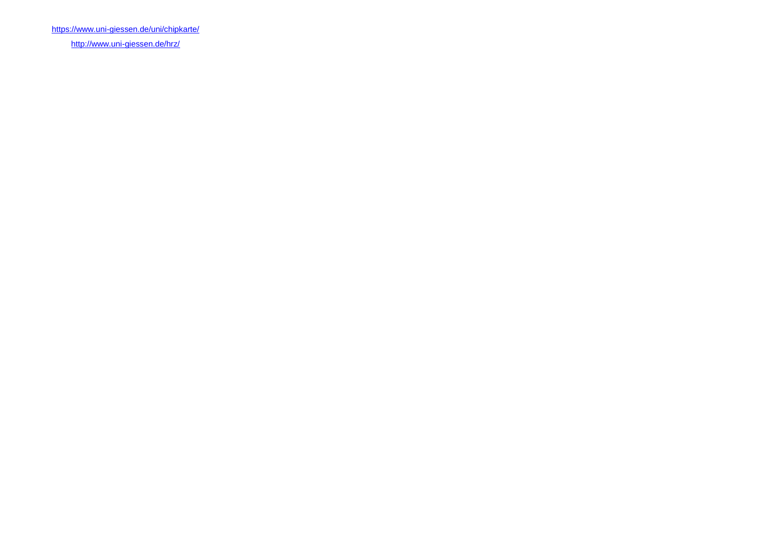https://www.uni-giessen.de/uni/chipkarte/

http://www.uni-giessen.de/hrz/